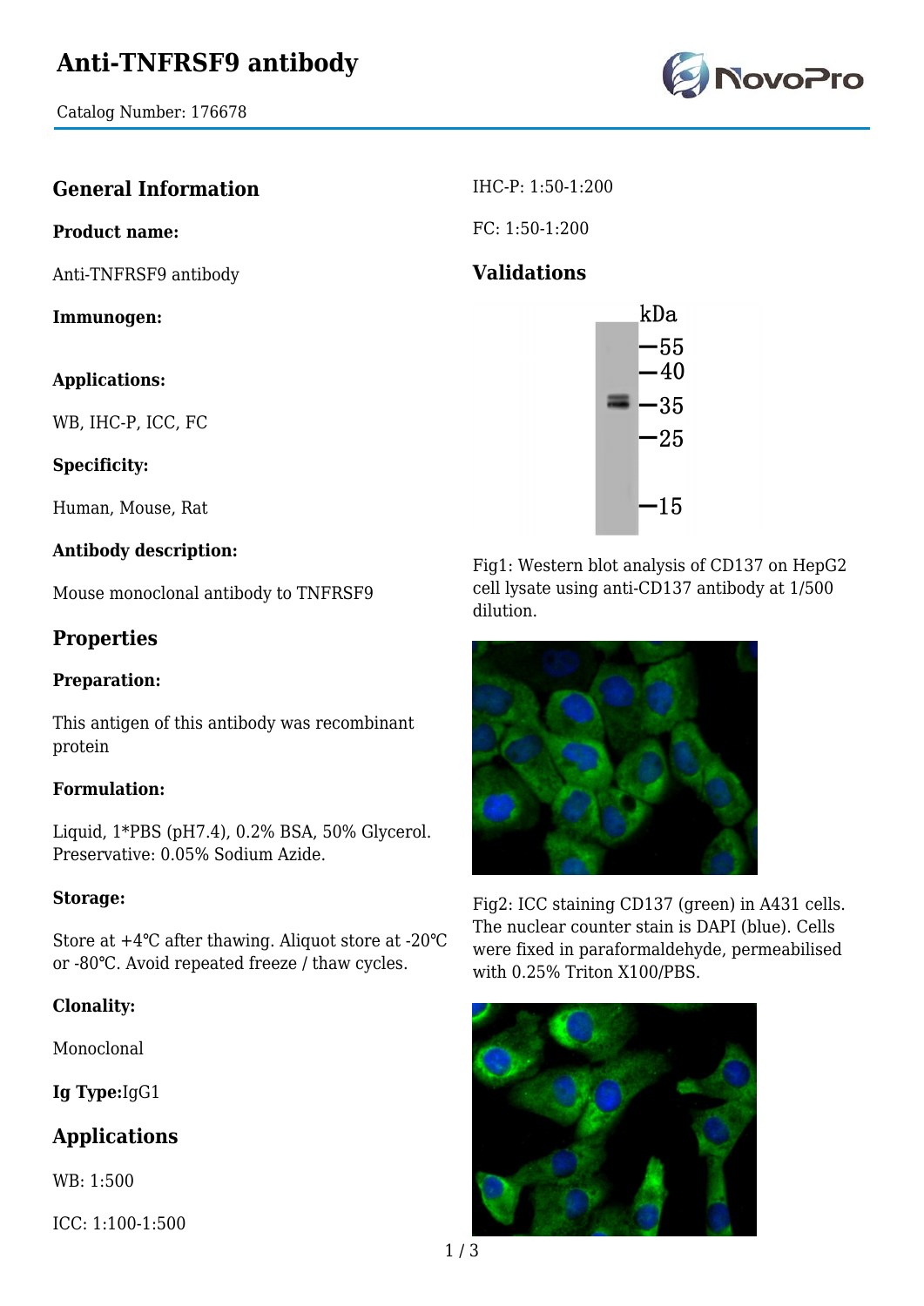# Anti-TNFRSF9 antibody

Catalog Number: 176678

## General Information

**Product name:**

Anti-TNFRSF9 antibody

**Immunogen:**

**Applications:**

WB, IHC-P, ICC, FC

**Specificity:**

Human, Mouse, Rat

**Antibody description:**

Mouse monoclonal antibody to TNFRSF9

## Properties

**Preparation:**

This antigen of this antibody was recombinant protein

**Formulation:**

Liquid, 1*PBS (pH7.4), 0.2% BSA, 50% Glycerol. Preservative: 0.05% Sodium Azide.

**Storage:**

Store at +4℃ after thawing. Aliquot store at -20℃ or -80℃. Avoid repeated freeze / thaw cycles.

**Clonality:**

Monoclonal

**Ig Type:** IgG1

## Applications

WB: 1:500

ICC: 1:100-1:500

IHC-P: 1:50-1:200

FC: 1:50-1:200

## Validations

Fig1: Western blot analysis of CD137 on HepG2 cell lysate using anti-CD137 antibody at 1/500 dilution.

Fig2: ICC staining CD137 (green) in A431 cells. The nuclear counter stain is DAPI (blue). Cells were fixed in paraformaldehyde, permeabilised with 0.25% Triton X100/PBS.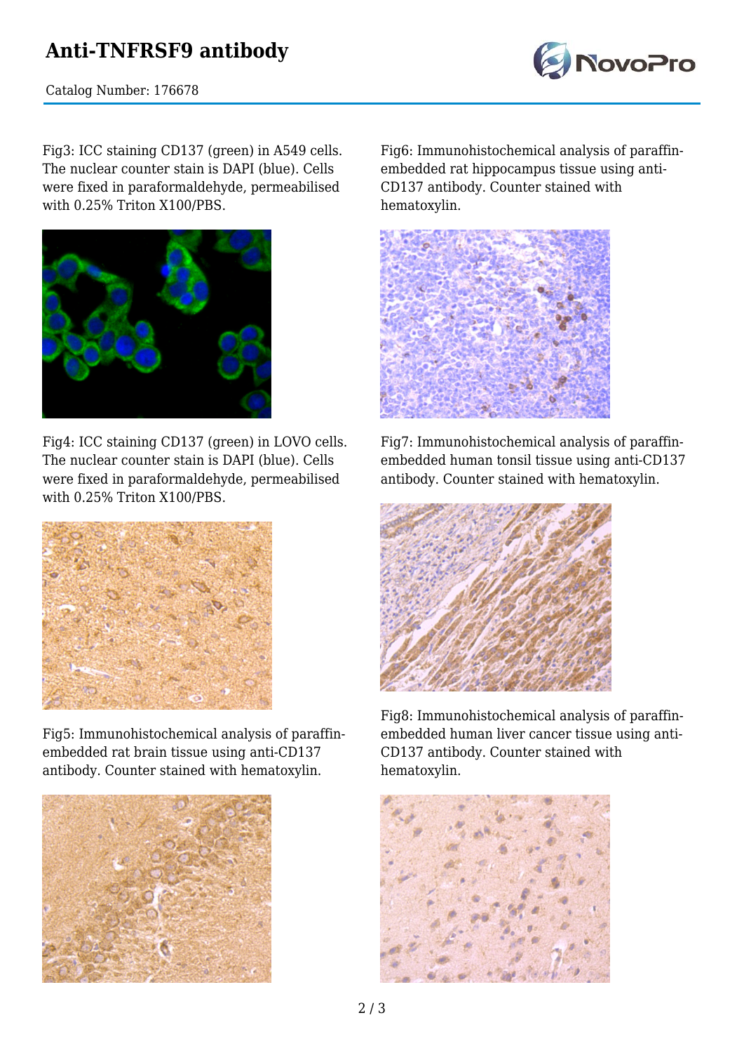Fig3: ICC staining CD137 (green) in A549 cells. The nuclear counter stain is DAPI (blue). Cells were fixed in paraformaldehyde, permeabilised with 0.25% Triton X100/PBS.

Fig4: ICC staining CD137 (green) in LOVO cells. The nuclear counter stain is DAPI (blue). Cells were fixed in paraformaldehyde, permeabilised with 0.25% Triton X100/PBS.

Fig5: Immunohistochemical analysis of paraffin-embedded rat brain tissue using anti-CD137 antibody. Counter stained with hematoxylin.

Fig6: Immunohistochemical analysis of paraffin-embedded rat hippocampus tissue using anti-CD137 antibody. Counter stained with hematoxylin.

Fig7: Immunohistochemical analysis of paraffin-embedded human tonsil tissue using anti-CD137 antibody. Counter stained with hematoxylin.

Fig8: Immunohistochemical analysis of paraffin-embedded human liver cancer tissue using anti-CD137 antibody. Counter stained with hematoxylin.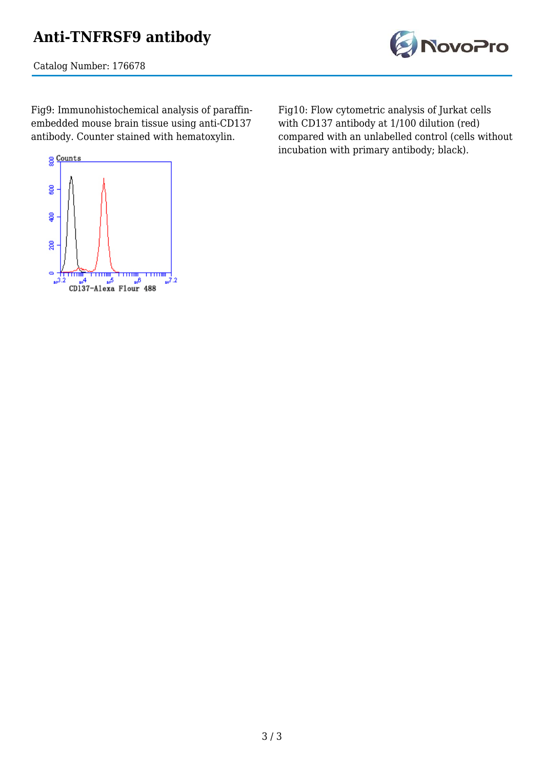Fig9: Immunohistochemical analysis of paraffin-embedded mouse brain tissue using anti-CD137 antibody. Counter stained with hematoxylin.

Counts
800
600
400
200
0
$10^{3.2}$ $10^{4}$ $10^{5}$ $10^{6}$ $10^{7.2}$
CD137-Alexa Flour 488

Fig10: Flow cytometric analysis of Jurkat cells with CD137 antibody at 1/100 dilution (red) compared with an unlabelled control (cells without incubation with primary antibody; black).